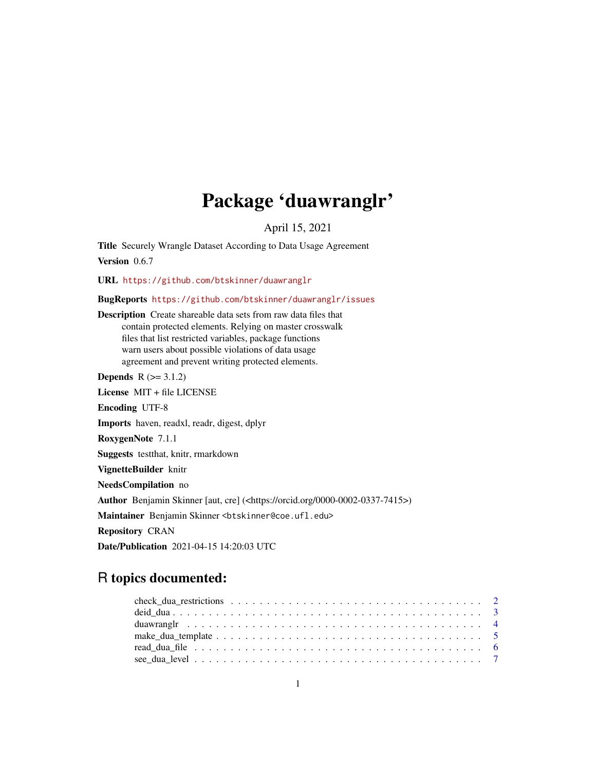# Package 'duawranglr'

April 15, 2021

**Title** Securely Wrangle Dataset According to Data Usage Agreement

**Version** 0.6.7

**URL** https://github.com/btskinner/duawranglr

**BugReports** https://github.com/btskinner/duawranglr/issues

**Description** Create shareable data sets from raw data files that contain protected elements. Relying on master crosswalk files that list restricted variables, package functions warn users about possible violations of data usage agreement and prevent writing protected elements.

**Depends** R (>= 3.1.2)

**License** MIT + file LICENSE

**Encoding** UTF-8

**Imports** haven, readxl, readr, digest, dplyr

**RoxygenNote** 7.1.1

**Suggests** testthat, knitr, rmarkdown

**VignetteBuilder** knitr

**NeedsCompilation** no

**Author** Benjamin Skinner [aut, cre] (<https://orcid.org/0000-0002-0337-7415>)

**Maintainer** Benjamin Skinner <btskinner@coe.ufl.edu>

**Repository** CRAN

**Date/Publication** 2021-04-15 14:20:03 UTC

## R topics documented:

- check_dua_restrictions . . . . . . . . . . . . . . . . . . . . . . . . . . . . . . . . . . . 2
- deid_dua . . . . . . . . . . . . . . . . . . . . . . . . . . . . . . . . . . . . . . . . . . . 3
- duawranglr . . . . . . . . . . . . . . . . . . . . . . . . . . . . . . . . . . . . . . . . . . 4
- make_dua_template . . . . . . . . . . . . . . . . . . . . . . . . . . . . . . . . . . . . . 5
- read_dua_file . . . . . . . . . . . . . . . . . . . . . . . . . . . . . . . . . . . . . . . . 6
- see_dua_level . . . . . . . . . . . . . . . . . . . . . . . . . . . . . . . . . . . . . . . . 7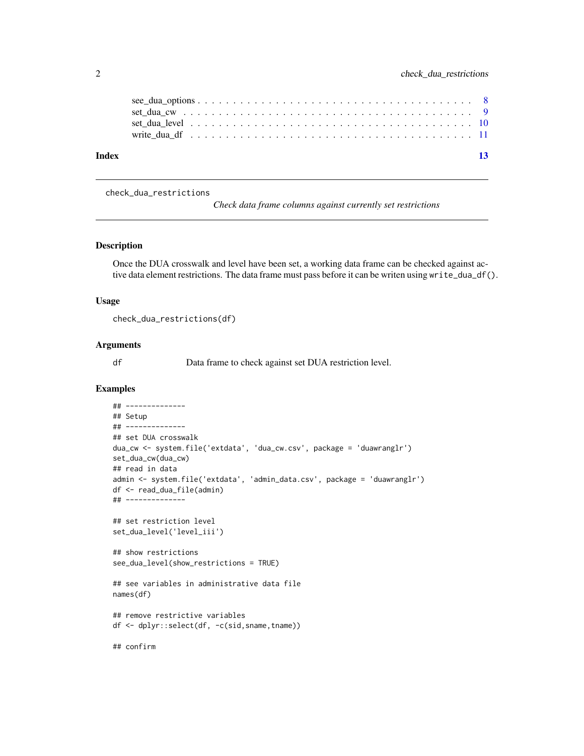see_dua_options . . . . . . . . . . . . . . . . . . . . . . . . . . . . . . . . . . . . 8
set_dua_cw . . . . . . . . . . . . . . . . . . . . . . . . . . . . . . . . . . . . . . 9
set_dua_level . . . . . . . . . . . . . . . . . . . . . . . . . . . . . . . . . . . . . 10
write_dua_df . . . . . . . . . . . . . . . . . . . . . . . . . . . . . . . . . . . . . 11

**Index** **13**

---

## check_dua_restrictions

*Check data frame columns against currently set restrictions*

---

### Description

Once the DUA crosswalk and level have been set, a working data frame can be checked against active data element restrictions. The data frame must pass before it can be writen using `write_dua_df()`.

### Usage

```
check_dua_restrictions(df)
```

### Arguments

| | |
|---|---|
| `df` | Data frame to check against set DUA restriction level. |

### Examples

```
## --------------
## Setup
## --------------
## set DUA crosswalk
dua_cw <- system.file('extdata', 'dua_cw.csv', package = 'duawranglr')
set_dua_cw(dua_cw)
## read in data
admin <- system.file('extdata', 'admin_data.csv', package = 'duawranglr')
df <- read_dua_file(admin)
## --------------

## set restriction level
set_dua_level('level_iii')

## show restrictions
see_dua_level(show_restrictions = TRUE)

## see variables in administrative data file
names(df)

## remove restrictive variables
df <- dplyr::select(df, -c(sid,sname,tname))

## confirm
```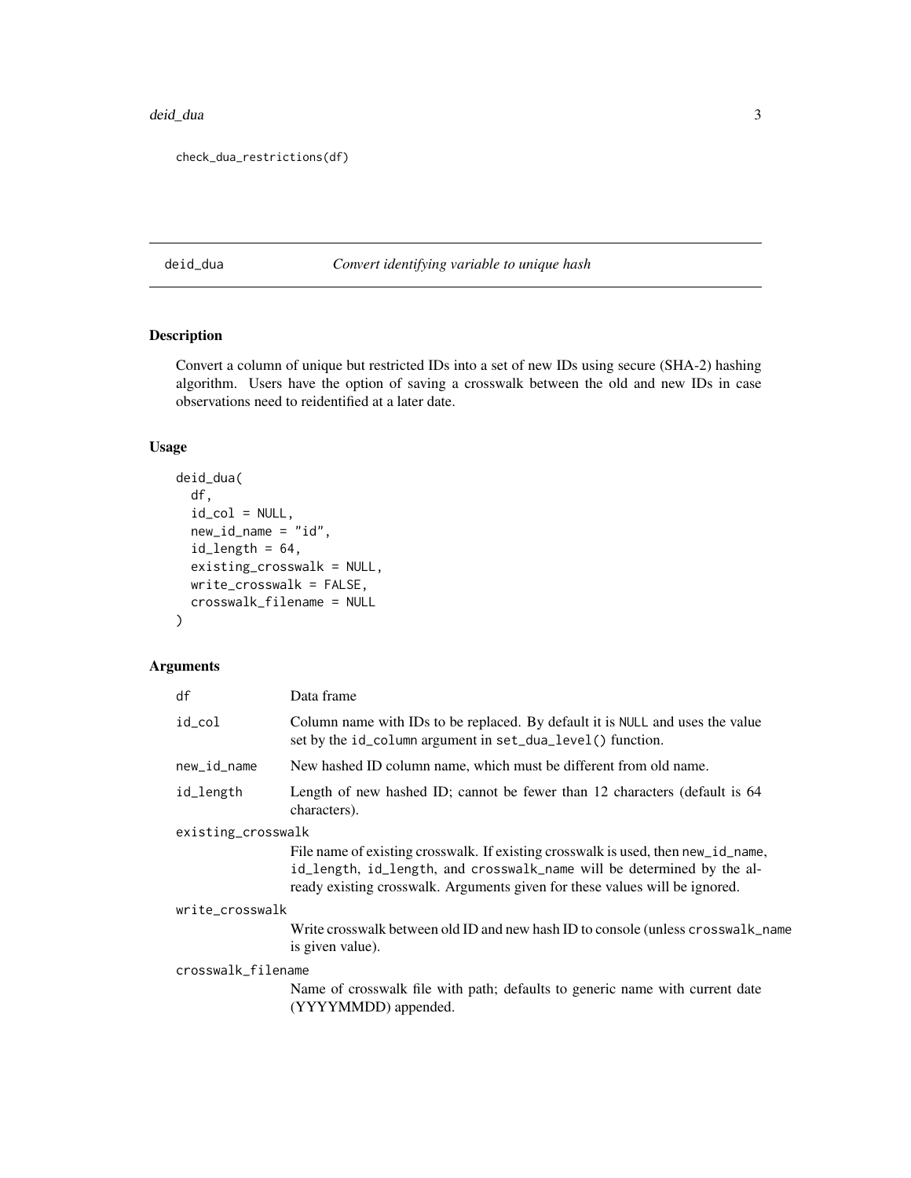```
check_dua_restrictions(df)
```

## deid_dua — *Convert identifying variable to unique hash*

### Description

Convert a column of unique but restricted IDs into a set of new IDs using secure (SHA-2) hashing algorithm. Users have the option of saving a crosswalk between the old and new IDs in case observations need to reidentified at a later date.

### Usage

```
deid_dua(
  df,
  id_col = NULL,
  new_id_name = "id",
  id_length = 64,
  existing_crosswalk = NULL,
  write_crosswalk = FALSE,
  crosswalk_filename = NULL
)
```

### Arguments

| Argument | Description |
|---|---|
| `df` | Data frame |
| `id_col` | Column name with IDs to be replaced. By default it is `NULL` and uses the value set by the `id_column` argument in `set_dua_level()` function. |
| `new_id_name` | New hashed ID column name, which must be different from old name. |
| `id_length` | Length of new hashed ID; cannot be fewer than 12 characters (default is 64 characters). |
| `existing_crosswalk` | File name of existing crosswalk. If existing crosswalk is used, then `new_id_name`, `id_length`, `id_length`, and `crosswalk_name` will be determined by the already existing crosswalk. Arguments given for these values will be ignored. |
| `write_crosswalk` | Write crosswalk between old ID and new hash ID to console (unless `crosswalk_name` is given value). |
| `crosswalk_filename` | Name of crosswalk file with path; defaults to generic name with current date (YYYYMMDD) appended. |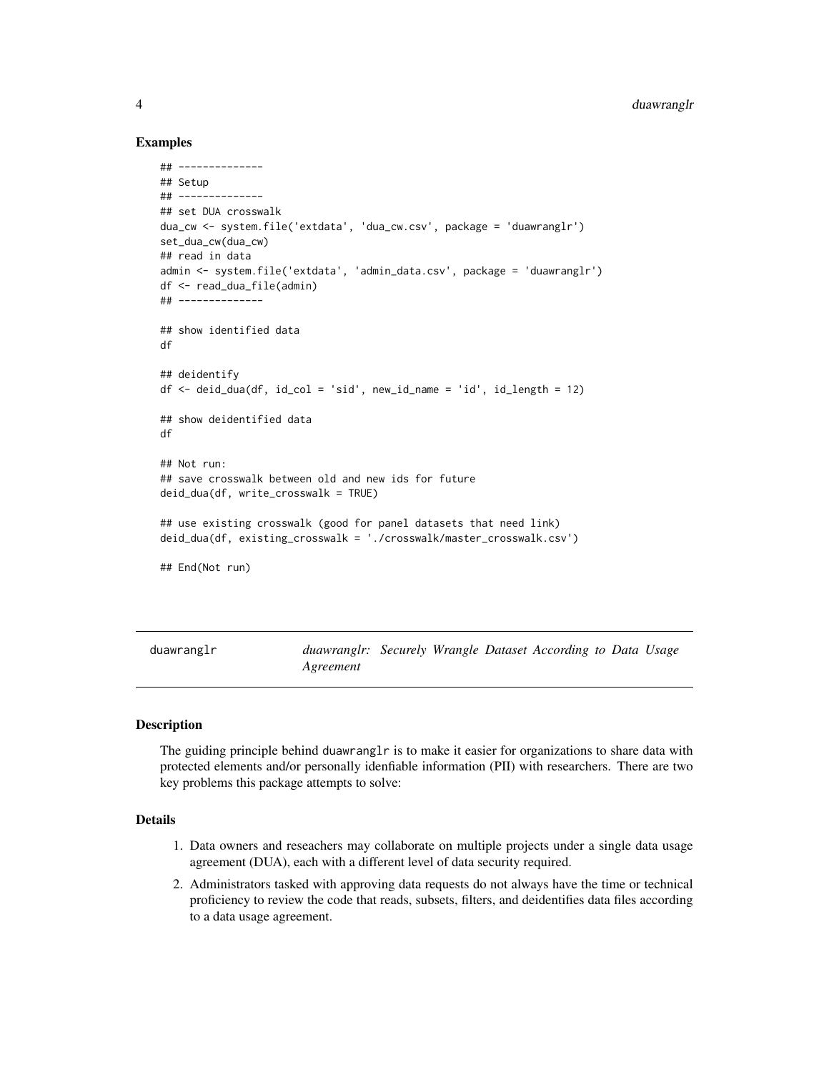### Examples

```
## --------------
## Setup
## --------------
## set DUA crosswalk
dua_cw <- system.file('extdata', 'dua_cw.csv', package = 'duawranglr')
set_dua_cw(dua_cw)
## read in data
admin <- system.file('extdata', 'admin_data.csv', package = 'duawranglr')
df <- read_dua_file(admin)
## --------------

## show identified data
df

## deidentify
df <- deid_dua(df, id_col = 'sid', new_id_name = 'id', id_length = 12)

## show deidentified data
df

## Not run:
## save crosswalk between old and new ids for future
deid_dua(df, write_crosswalk = TRUE)

## use existing crosswalk (good for panel datasets that need link)
deid_dua(df, existing_crosswalk = './crosswalk/master_crosswalk.csv')

## End(Not run)
```

---

## duawranglr — *duawranglr: Securely Wrangle Dataset According to Data Usage Agreement*

---

### Description

The guiding principle behind duawranglr is to make it easier for organizations to share data with protected elements and/or personally idenfiable information (PII) with researchers. There are two key problems this package attempts to solve:

### Details

1. Data owners and reseachers may collaborate on multiple projects under a single data usage agreement (DUA), each with a different level of data security required.
2. Administrators tasked with approving data requests do not always have the time or technical proficiency to review the code that reads, subsets, filters, and deidentifies data files according to a data usage agreement.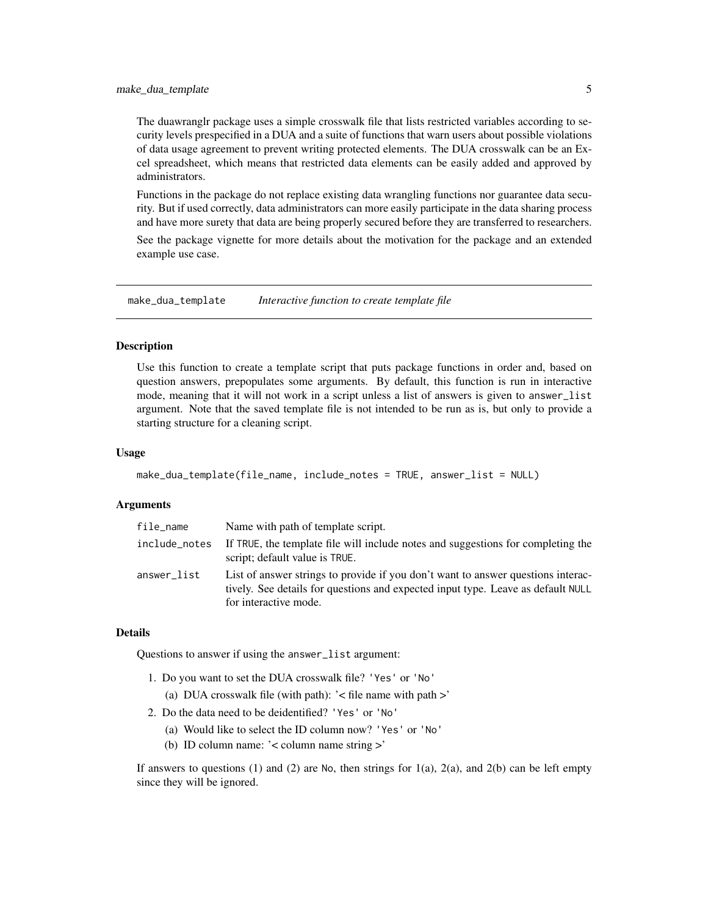The duawranglr package uses a simple crosswalk file that lists restricted variables according to security levels prespecified in a DUA and a suite of functions that warn users about possible violations of data usage agreement to prevent writing protected elements. The DUA crosswalk can be an Excel spreadsheet, which means that restricted data elements can be easily added and approved by administrators.

Functions in the package do not replace existing data wrangling functions nor guarantee data security. But if used correctly, data administrators can more easily participate in the data sharing process and have more surety that data are being properly secured before they are transferred to researchers.

See the package vignette for more details about the motivation for the package and an extended example use case.

---

## make_dua_template *Interactive function to create template file*

---

### Description

Use this function to create a template script that puts package functions in order and, based on question answers, prepopulates some arguments. By default, this function is run in interactive mode, meaning that it will not work in a script unless a list of answers is given to `answer_list` argument. Note that the saved template file is not intended to be run as is, but only to provide a starting structure for a cleaning script.

### Usage

```
make_dua_template(file_name, include_notes = TRUE, answer_list = NULL)
```

### Arguments

| | |
|---|---|
| `file_name` | Name with path of template script. |
| `include_notes` | If `TRUE`, the template file will include notes and suggestions for completing the script; default value is `TRUE`. |
| `answer_list` | List of answer strings to provide if you don't want to answer questions interactively. See details for questions and expected input type. Leave as default `NULL` for interactive mode. |

### Details

Questions to answer if using the `answer_list` argument:

1. Do you want to set the DUA crosswalk file? `'Yes'` or `'No'`
   (a) DUA crosswalk file (with path): '< file name with path >'
2. Do the data need to be deidentified? `'Yes'` or `'No'`
   (a) Would like to select the ID column now? `'Yes'` or `'No'`
   (b) ID column name: '< column name string >'

If answers to questions (1) and (2) are `No`, then strings for 1(a), 2(a), and 2(b) can be left empty since they will be ignored.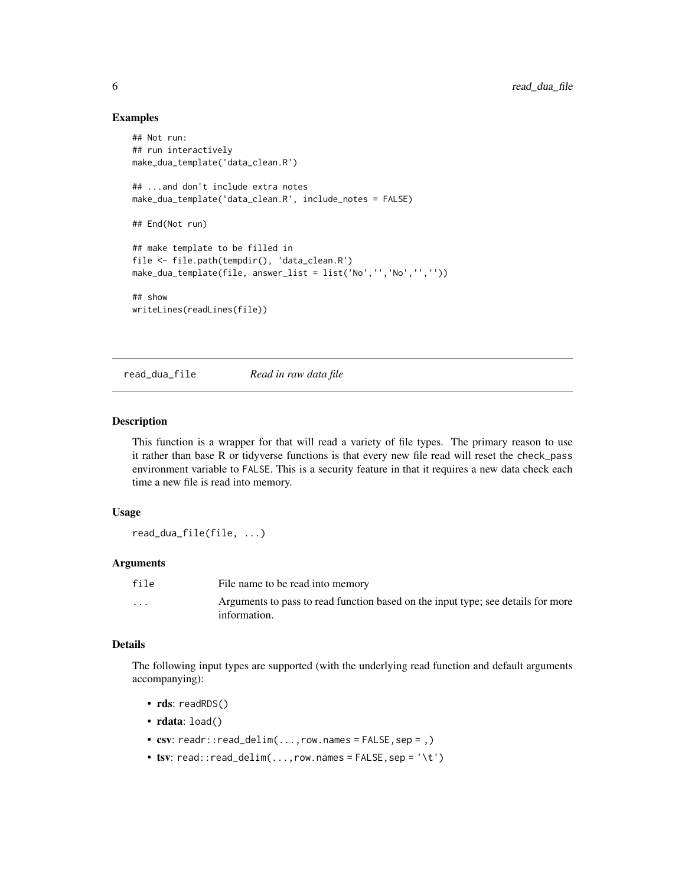## Examples

```
## Not run:
## run interactively
make_dua_template('data_clean.R')

## ...and don't include extra notes
make_dua_template('data_clean.R', include_notes = FALSE)

## End(Not run)

## make template to be filled in
file <- file.path(tempdir(), 'data_clean.R')
make_dua_template(file, answer_list = list('No','','No','',''))

## show
writeLines(readLines(file))
```

---

`read_dua_file` *Read in raw data file*

---

## Description

This function is a wrapper for that will read a variety of file types. The primary reason to use it rather than base R or tidyverse functions is that every new file read will reset the `check_pass` environment variable to `FALSE`. This is a security feature in that it requires a new data check each time a new file is read into memory.

## Usage

```
read_dua_file(file, ...)
```

## Arguments

| | |
|---|---|
| `file` | File name to be read into memory |
| `...` | Arguments to pass to read function based on the input type; see details for more information. |

## Details

The following input types are supported (with the underlying read function and default arguments accompanying):

- **rds**: `readRDS()`
- **rdata**: `load()`
- **csv**: `readr::read_delim(...,row.names = FALSE,sep = ,)`
- **tsv**: `read::read_delim(...,row.names = FALSE,sep = '\t')`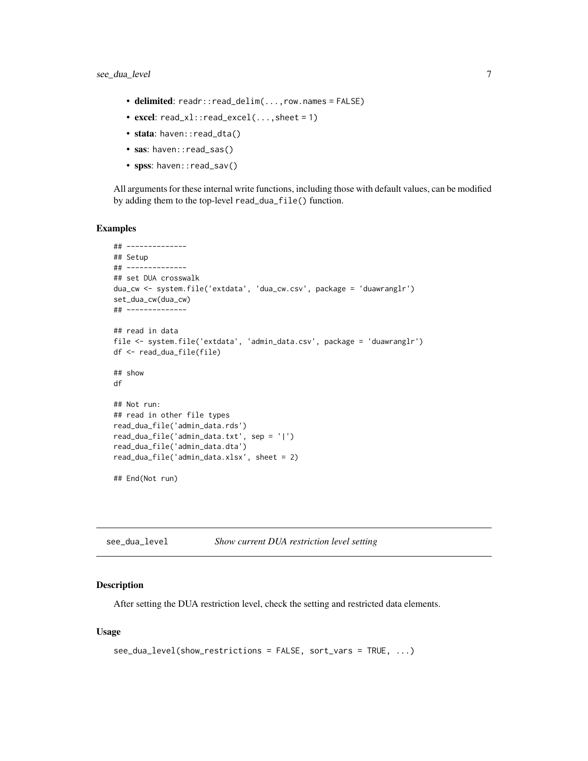- **delimited**: `readr::read_delim(...,row.names = FALSE)`
- **excel**: `read_xl::read_excel(...,sheet = 1)`
- **stata**: `haven::read_dta()`
- **sas**: `haven::read_sas()`
- **spss**: `haven::read_sav()`

All arguments for these internal write functions, including those with default values, can be modified by adding them to the top-level `read_dua_file()` function.

### Examples

```
## --------------
## Setup
## --------------
## set DUA crosswalk
dua_cw <- system.file('extdata', 'dua_cw.csv', package = 'duawranglr')
set_dua_cw(dua_cw)
## --------------

## read in data
file <- system.file('extdata', 'admin_data.csv', package = 'duawranglr')
df <- read_dua_file(file)

## show
df

## Not run:
## read in other file types
read_dua_file('admin_data.rds')
read_dua_file('admin_data.txt', sep = '|')
read_dua_file('admin_data.dta')
read_dua_file('admin_data.xlsx', sheet = 2)

## End(Not run)
```

---

## see_dua_level &nbsp;&nbsp;&nbsp; *Show current DUA restriction level setting*

### Description

After setting the DUA restriction level, check the setting and restricted data elements.

### Usage

```
see_dua_level(show_restrictions = FALSE, sort_vars = TRUE, ...)
```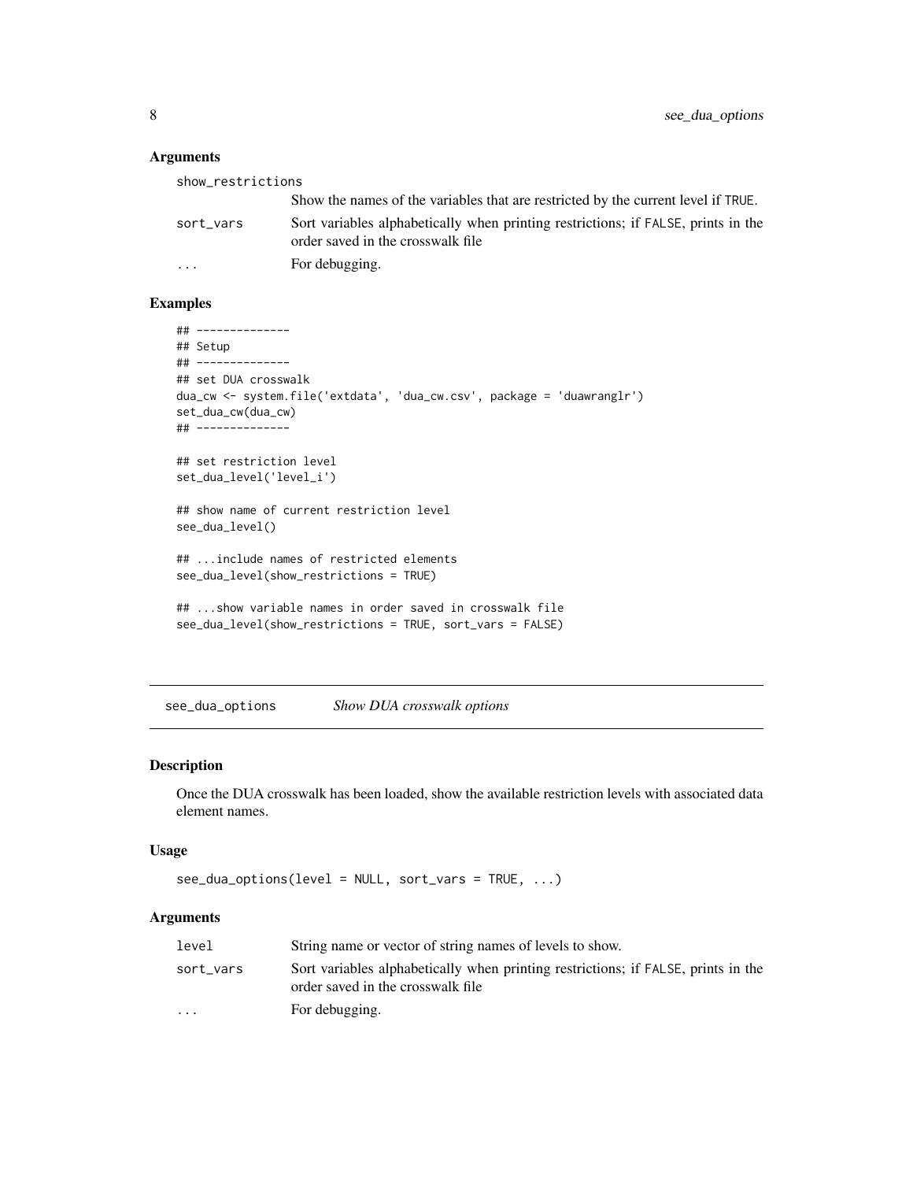### Arguments

| | |
|---|---|
| show_restrictions | Show the names of the variables that are restricted by the current level if TRUE. |
| sort_vars | Sort variables alphabetically when printing restrictions; if FALSE, prints in the order saved in the crosswalk file |
| ... | For debugging. |

### Examples

```
## --------------
## Setup
## --------------
## set DUA crosswalk
dua_cw <- system.file('extdata', 'dua_cw.csv', package = 'duawranglr')
set_dua_cw(dua_cw)
## --------------

## set restriction level
set_dua_level('level_i')

## show name of current restriction level
see_dua_level()

## ...include names of restricted elements
see_dua_level(show_restrictions = TRUE)

## ...show variable names in order saved in crosswalk file
see_dua_level(show_restrictions = TRUE, sort_vars = FALSE)
```

---

## see_dua_options *Show DUA crosswalk options*

### Description

Once the DUA crosswalk has been loaded, show the available restriction levels with associated data element names.

### Usage

```
see_dua_options(level = NULL, sort_vars = TRUE, ...)
```

### Arguments

| | |
|---|---|
| level | String name or vector of string names of levels to show. |
| sort_vars | Sort variables alphabetically when printing restrictions; if FALSE, prints in the order saved in the crosswalk file |
| ... | For debugging. |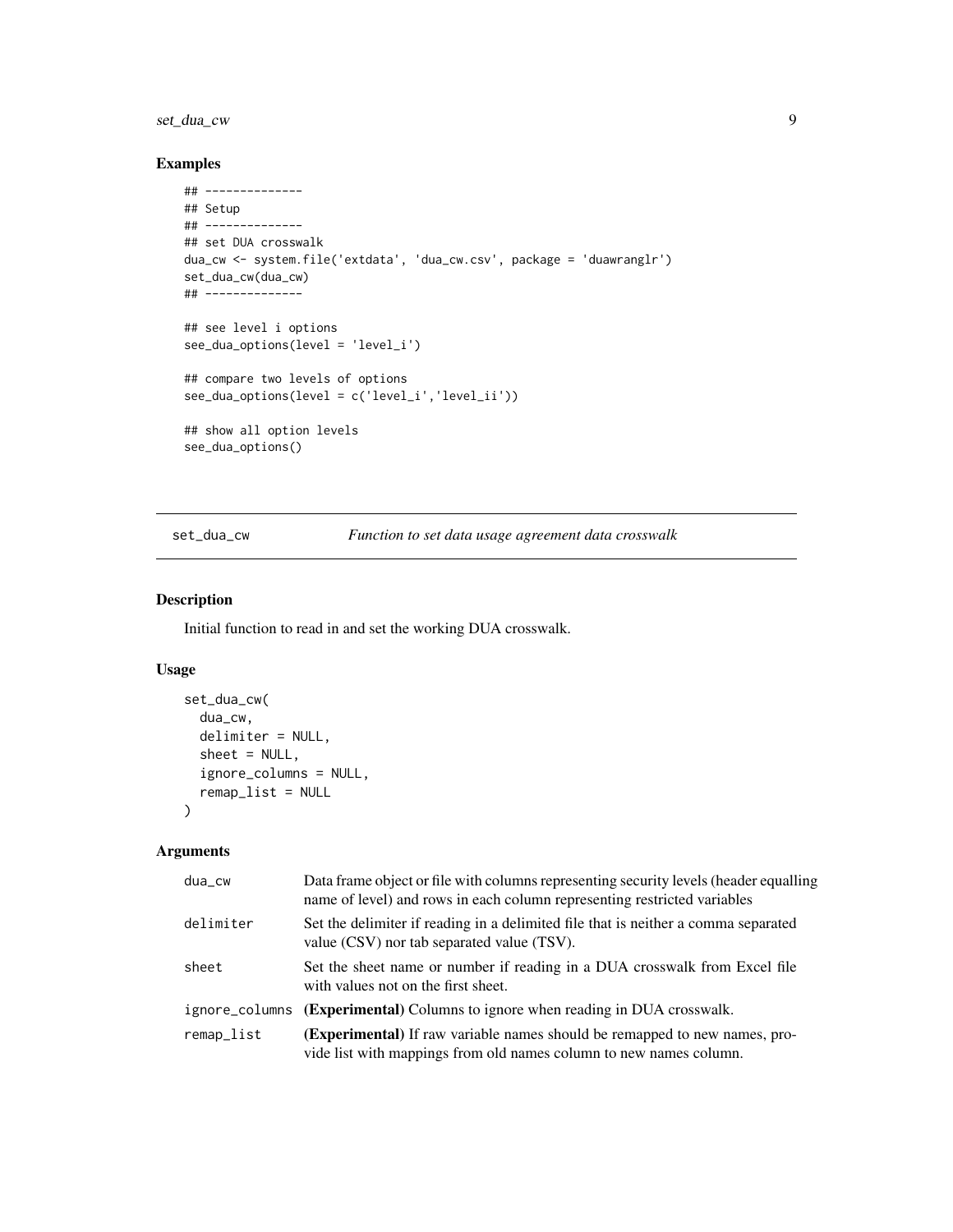## Examples

```
## --------------
## Setup
## --------------
## set DUA crosswalk
dua_cw <- system.file('extdata', 'dua_cw.csv', package = 'duawranglr')
set_dua_cw(dua_cw)
## --------------

## see level i options
see_dua_options(level = 'level_i')

## compare two levels of options
see_dua_options(level = c('level_i','level_ii'))

## show all option levels
see_dua_options()
```

---

# set_dua_cw — *Function to set data usage agreement data crosswalk*

---

## Description

Initial function to read in and set the working DUA crosswalk.

## Usage

```
set_dua_cw(
  dua_cw,
  delimiter = NULL,
  sheet = NULL,
  ignore_columns = NULL,
  remap_list = NULL
)
```

## Arguments

| | |
|---|---|
| dua_cw | Data frame object or file with columns representing security levels (header equalling name of level) and rows in each column representing restricted variables |
| delimiter | Set the delimiter if reading in a delimited file that is neither a comma separated value (CSV) nor tab separated value (TSV). |
| sheet | Set the sheet name or number if reading in a DUA crosswalk from Excel file with values not on the first sheet. |
| ignore_columns | **(Experimental)** Columns to ignore when reading in DUA crosswalk. |
| remap_list | **(Experimental)** If raw variable names should be remapped to new names, provide list with mappings from old names column to new names column. |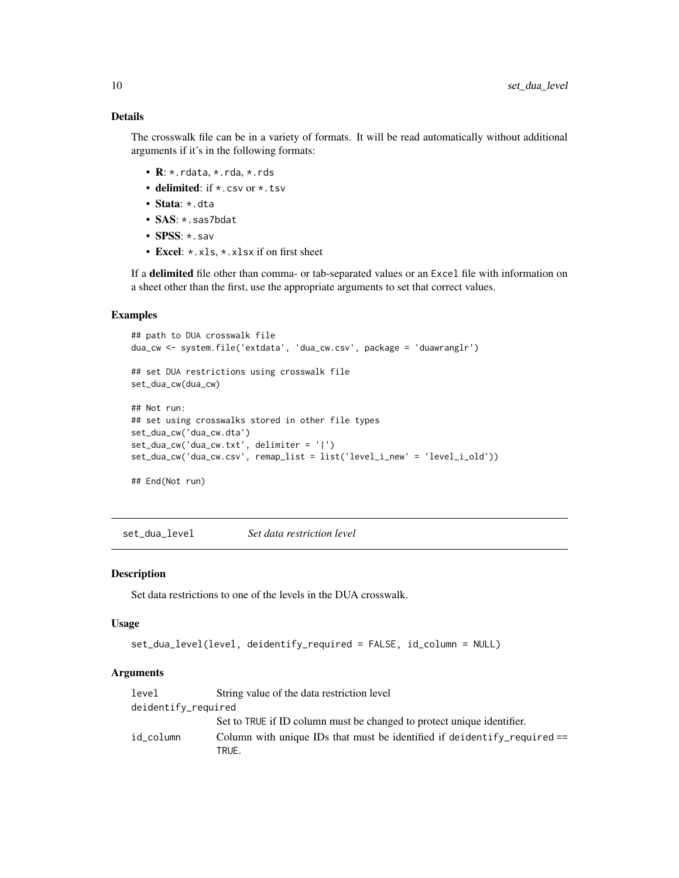### Details

The crosswalk file can be in a variety of formats. It will be read automatically without additional arguments if it's in the following formats:

- **R**: `*.rdata`, `*.rda`, `*.rds`
- **delimited**: if `*.csv` or `*.tsv`
- **Stata**: `*.dta`
- **SAS**: `*.sas7bdat`
- **SPSS**: `*.sav`
- **Excel**: `*.xls`, `*.xlsx` if on first sheet

If a **delimited** file other than comma- or tab-separated values or an `Excel` file with information on a sheet other than the first, use the appropriate arguments to set that correct values.

### Examples

```
## path to DUA crosswalk file
dua_cw <- system.file('extdata', 'dua_cw.csv', package = 'duawranglr')

## set DUA restrictions using crosswalk file
set_dua_cw(dua_cw)

## Not run:
## set using crosswalks stored in other file types
set_dua_cw('dua_cw.dta')
set_dua_cw('dua_cw.txt', delimiter = '|')
set_dua_cw('dua_cw.csv', remap_list = list('level_i_new' = 'level_i_old'))

## End(Not run)
```

---

## `set_dua_level` *Set data restriction level*

### Description

Set data restrictions to one of the levels in the DUA crosswalk.

### Usage

```
set_dua_level(level, deidentify_required = FALSE, id_column = NULL)
```

### Arguments

| | |
|---|---|
| `level` | String value of the data restriction level |
| `deidentify_required` | Set to `TRUE` if ID column must be changed to protect unique identifier. |
| `id_column` | Column with unique IDs that must be identified if `deidentify_required == TRUE`. |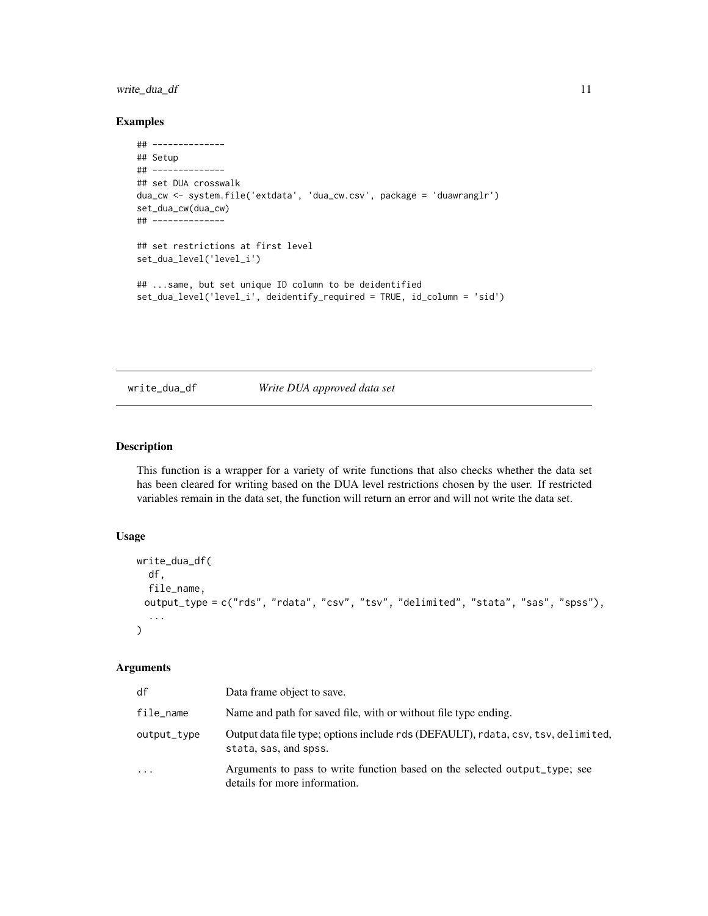## Examples

```
## --------------
## Setup
## --------------
## set DUA crosswalk
dua_cw <- system.file('extdata', 'dua_cw.csv', package = 'duawranglr')
set_dua_cw(dua_cw)
## --------------

## set restrictions at first level
set_dua_level('level_i')

## ...same, but set unique ID column to be deidentified
set_dua_level('level_i', deidentify_required = TRUE, id_column = 'sid')
```

---

# write_dua_df — *Write DUA approved data set*

---

## Description

This function is a wrapper for a variety of write functions that also checks whether the data set has been cleared for writing based on the DUA level restrictions chosen by the user. If restricted variables remain in the data set, the function will return an error and will not write the data set.

## Usage

```
write_dua_df(
  df,
  file_name,
  output_type = c("rds", "rdata", "csv", "tsv", "delimited", "stata", "sas", "spss"),
  ...
)
```

## Arguments

| | |
|---|---|
| `df` | Data frame object to save. |
| `file_name` | Name and path for saved file, with or without file type ending. |
| `output_type` | Output data file type; options include `rds` (DEFAULT), `rdata`, `csv`, `tsv`, `delimited`, `stata`, `sas`, and `spss`. |
| `...` | Arguments to pass to write function based on the selected `output_type`; see details for more information. |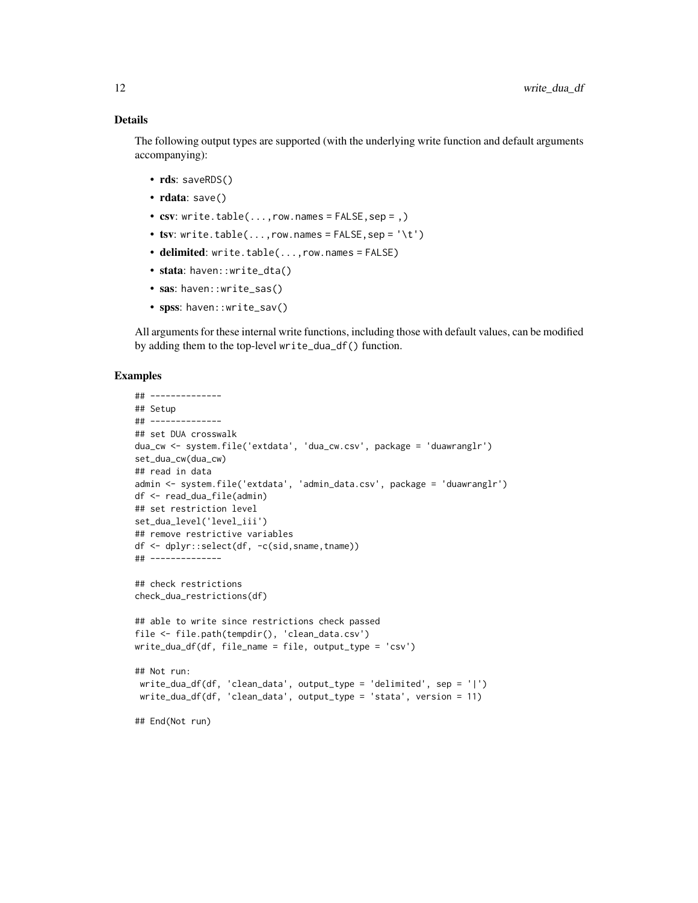### Details

The following output types are supported (with the underlying write function and default arguments accompanying):

- **rds**: `saveRDS()`
- **rdata**: `save()`
- **csv**: `write.table(...,row.names = FALSE,sep = ,)`
- **tsv**: `write.table(...,row.names = FALSE,sep = '\t')`
- **delimited**: `write.table(...,row.names = FALSE)`
- **stata**: `haven::write_dta()`
- **sas**: `haven::write_sas()`
- **spss**: `haven::write_sav()`

All arguments for these internal write functions, including those with default values, can be modified by adding them to the top-level `write_dua_df()` function.

### Examples

```
## --------------
## Setup
## --------------
## set DUA crosswalk
dua_cw <- system.file('extdata', 'dua_cw.csv', package = 'duawranglr')
set_dua_cw(dua_cw)
## read in data
admin <- system.file('extdata', 'admin_data.csv', package = 'duawranglr')
df <- read_dua_file(admin)
## set restriction level
set_dua_level('level_iii')
## remove restrictive variables
df <- dplyr::select(df, -c(sid,sname,tname))
## --------------

## check restrictions
check_dua_restrictions(df)

## able to write since restrictions check passed
file <- file.path(tempdir(), 'clean_data.csv')
write_dua_df(df, file_name = file, output_type = 'csv')

## Not run:
 write_dua_df(df, 'clean_data', output_type = 'delimited', sep = '|')
 write_dua_df(df, 'clean_data', output_type = 'stata', version = 11)

## End(Not run)
```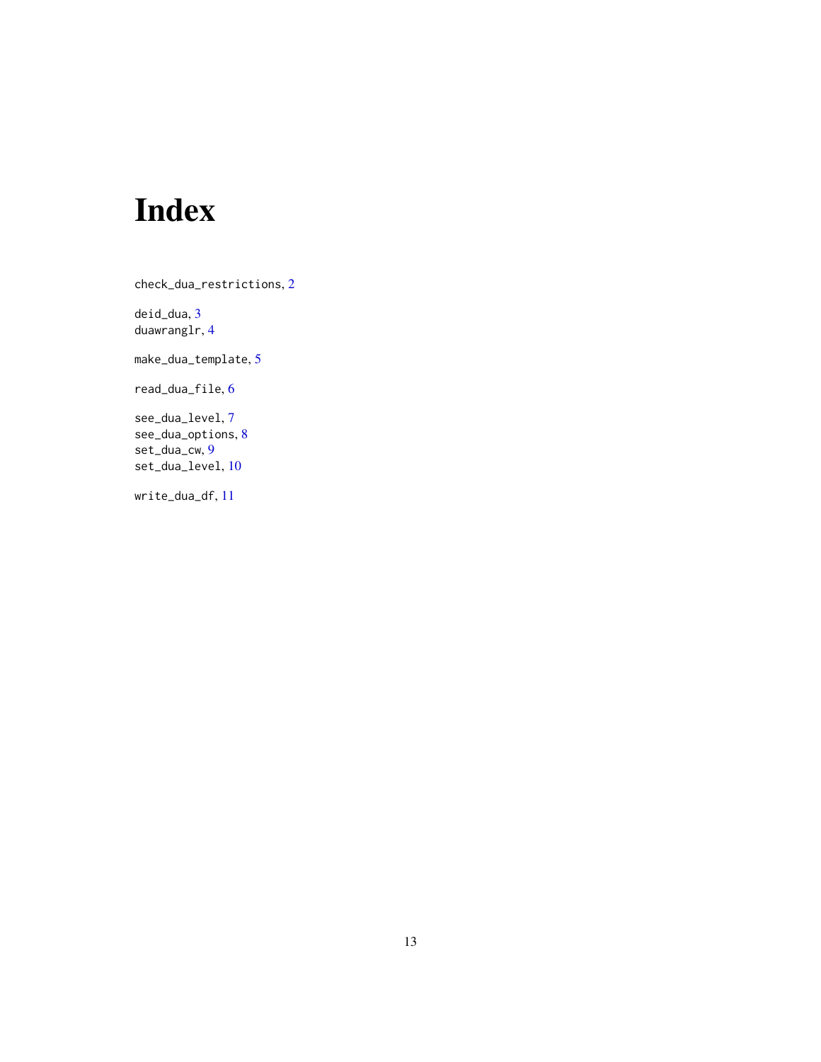# Index

check_dua_restrictions, 2

deid_dua, 3
duawranglr, 4

make_dua_template, 5

read_dua_file, 6

see_dua_level, 7
see_dua_options, 8
set_dua_cw, 9
set_dua_level, 10

write_dua_df, 11